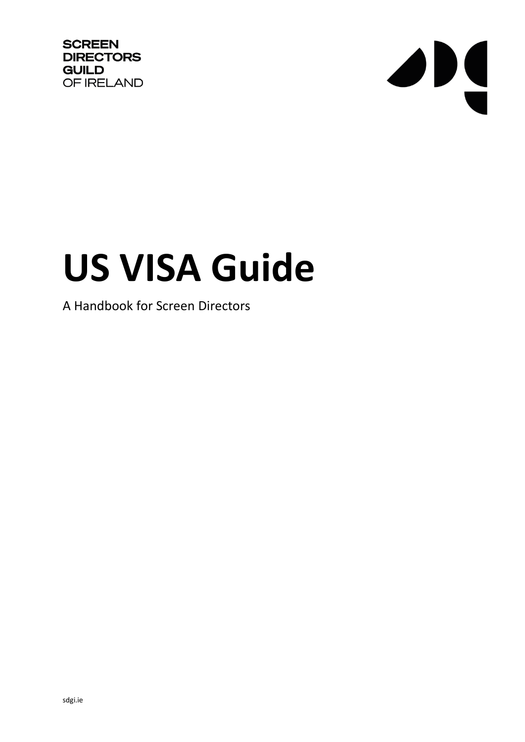SCREEN
DIRECTORS
GUILD
OF IRELAND

# US VISA Guide

A Handbook for Screen Directors

sdgi.ie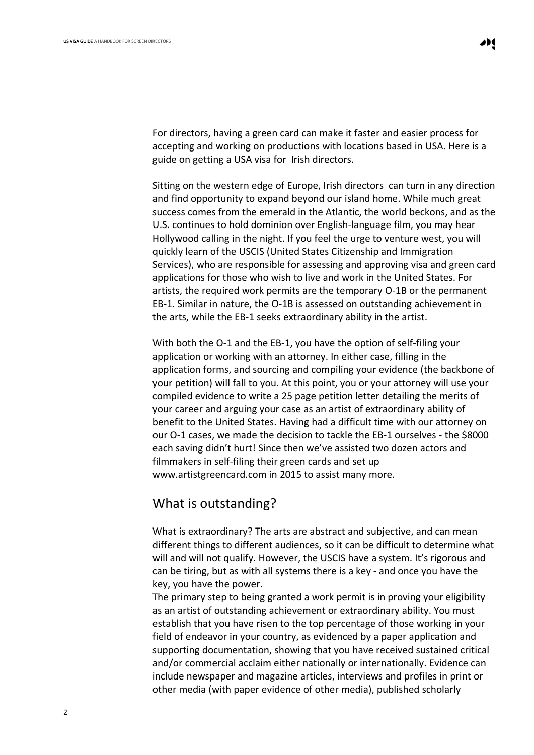For directors, having a green card can make it faster and easier process for accepting and working on productions with locations based in USA. Here is a guide on getting a USA visa for Irish directors.

Sitting on the western edge of Europe, Irish directors can turn in any direction and find opportunity to expand beyond our island home. While much great success comes from the emerald in the Atlantic, the world beckons, and as the U.S. continues to hold dominion over English-language film, you may hear Hollywood calling in the night. If you feel the urge to venture west, you will quickly learn of the USCIS (United States Citizenship and Immigration Services), who are responsible for assessing and approving visa and green card applications for those who wish to live and work in the United States. For artists, the required work permits are the temporary O-1B or the permanent EB-1. Similar in nature, the O-1B is assessed on outstanding achievement in the arts, while the EB-1 seeks extraordinary ability in the artist.

With both the O-1 and the EB-1, you have the option of self-filing your application or working with an attorney. In either case, filling in the application forms, and sourcing and compiling your evidence (the backbone of your petition) will fall to you. At this point, you or your attorney will use your compiled evidence to write a 25 page petition letter detailing the merits of your career and arguing your case as an artist of extraordinary ability of benefit to the United States. Having had a difficult time with our attorney on our O-1 cases, we made the decision to tackle the EB-1 ourselves - the $8000 each saving didn't hurt! Since then we've assisted two dozen actors and filmmakers in self-filing their green cards and set up www.artistgreencard.com in 2015 to assist many more.

## What is outstanding?

What is extraordinary? The arts are abstract and subjective, and can mean different things to different audiences, so it can be difficult to determine what will and will not qualify. However, the USCIS have a system. It's rigorous and can be tiring, but as with all systems there is a key - and once you have the key, you have the power.

The primary step to being granted a work permit is in proving your eligibility as an artist of outstanding achievement or extraordinary ability. You must establish that you have risen to the top percentage of those working in your field of endeavor in your country, as evidenced by a paper application and supporting documentation, showing that you have received sustained critical and/or commercial acclaim either nationally or internationally. Evidence can include newspaper and magazine articles, interviews and profiles in print or other media (with paper evidence of other media), published scholarly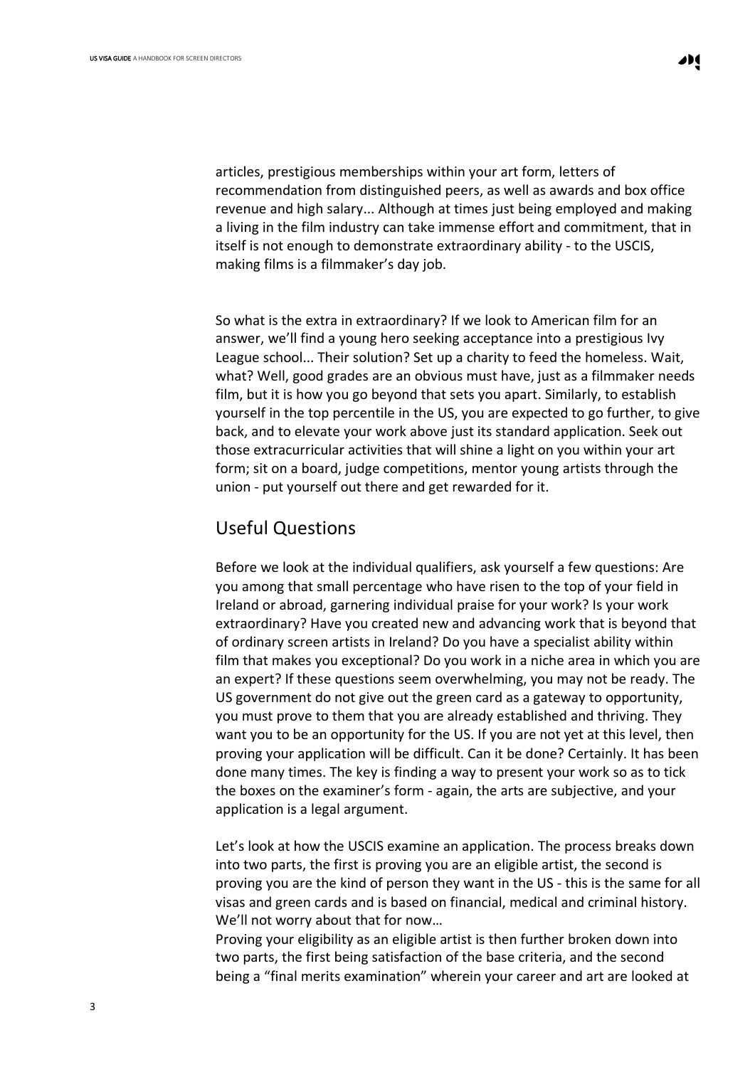articles, prestigious memberships within your art form, letters of recommendation from distinguished peers, as well as awards and box office revenue and high salary... Although at times just being employed and making a living in the film industry can take immense effort and commitment, that in itself is not enough to demonstrate extraordinary ability - to the USCIS, making films is a filmmaker's day job.

So what is the extra in extraordinary? If we look to American film for an answer, we'll find a young hero seeking acceptance into a prestigious Ivy League school... Their solution? Set up a charity to feed the homeless. Wait, what? Well, good grades are an obvious must have, just as a filmmaker needs film, but it is how you go beyond that sets you apart. Similarly, to establish yourself in the top percentile in the US, you are expected to go further, to give back, and to elevate your work above just its standard application. Seek out those extracurricular activities that will shine a light on you within your art form; sit on a board, judge competitions, mentor young artists through the union - put yourself out there and get rewarded for it.

## Useful Questions

Before we look at the individual qualifiers, ask yourself a few questions: Are you among that small percentage who have risen to the top of your field in Ireland or abroad, garnering individual praise for your work? Is your work extraordinary? Have you created new and advancing work that is beyond that of ordinary screen artists in Ireland? Do you have a specialist ability within film that makes you exceptional? Do you work in a niche area in which you are an expert? If these questions seem overwhelming, you may not be ready. The US government do not give out the green card as a gateway to opportunity, you must prove to them that you are already established and thriving. They want you to be an opportunity for the US. If you are not yet at this level, then proving your application will be difficult. Can it be done? Certainly. It has been done many times. The key is finding a way to present your work so as to tick the boxes on the examiner's form - again, the arts are subjective, and your application is a legal argument.

Let's look at how the USCIS examine an application. The process breaks down into two parts, the first is proving you are an eligible artist, the second is proving you are the kind of person they want in the US - this is the same for all visas and green cards and is based on financial, medical and criminal history. We'll not worry about that for now…
Proving your eligibility as an eligible artist is then further broken down into two parts, the first being satisfaction of the base criteria, and the second being a "final merits examination" wherein your career and art are looked at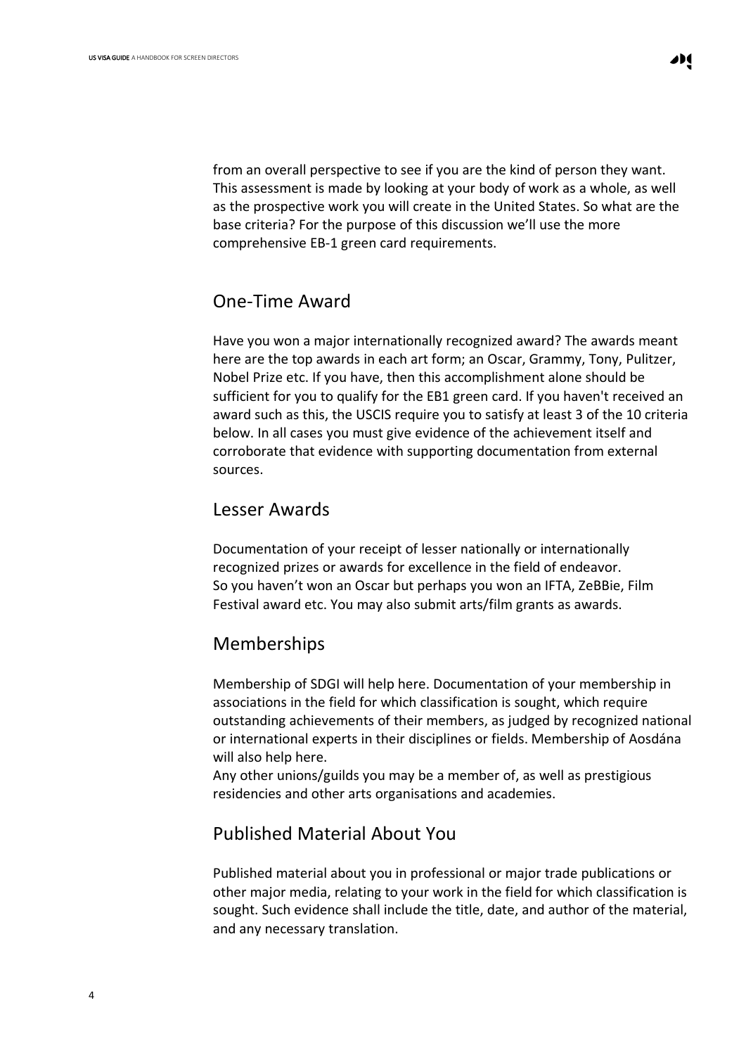from an overall perspective to see if you are the kind of person they want. This assessment is made by looking at your body of work as a whole, as well as the prospective work you will create in the United States. So what are the base criteria? For the purpose of this discussion we'll use the more comprehensive EB-1 green card requirements.

## One-Time Award

Have you won a major internationally recognized award? The awards meant here are the top awards in each art form; an Oscar, Grammy, Tony, Pulitzer, Nobel Prize etc. If you have, then this accomplishment alone should be sufficient for you to qualify for the EB1 green card. If you haven't received an award such as this, the USCIS require you to satisfy at least 3 of the 10 criteria below. In all cases you must give evidence of the achievement itself and corroborate that evidence with supporting documentation from external sources.

## Lesser Awards

Documentation of your receipt of lesser nationally or internationally recognized prizes or awards for excellence in the field of endeavor.
So you haven't won an Oscar but perhaps you won an IFTA, ZeBBie, Film Festival award etc. You may also submit arts/film grants as awards.

## Memberships

Membership of SDGI will help here. Documentation of your membership in associations in the field for which classification is sought, which require outstanding achievements of their members, as judged by recognized national or international experts in their disciplines or fields. Membership of Aosdána will also help here.
Any other unions/guilds you may be a member of, as well as prestigious residencies and other arts organisations and academies.

## Published Material About You

Published material about you in professional or major trade publications or other major media, relating to your work in the field for which classification is sought. Such evidence shall include the title, date, and author of the material, and any necessary translation.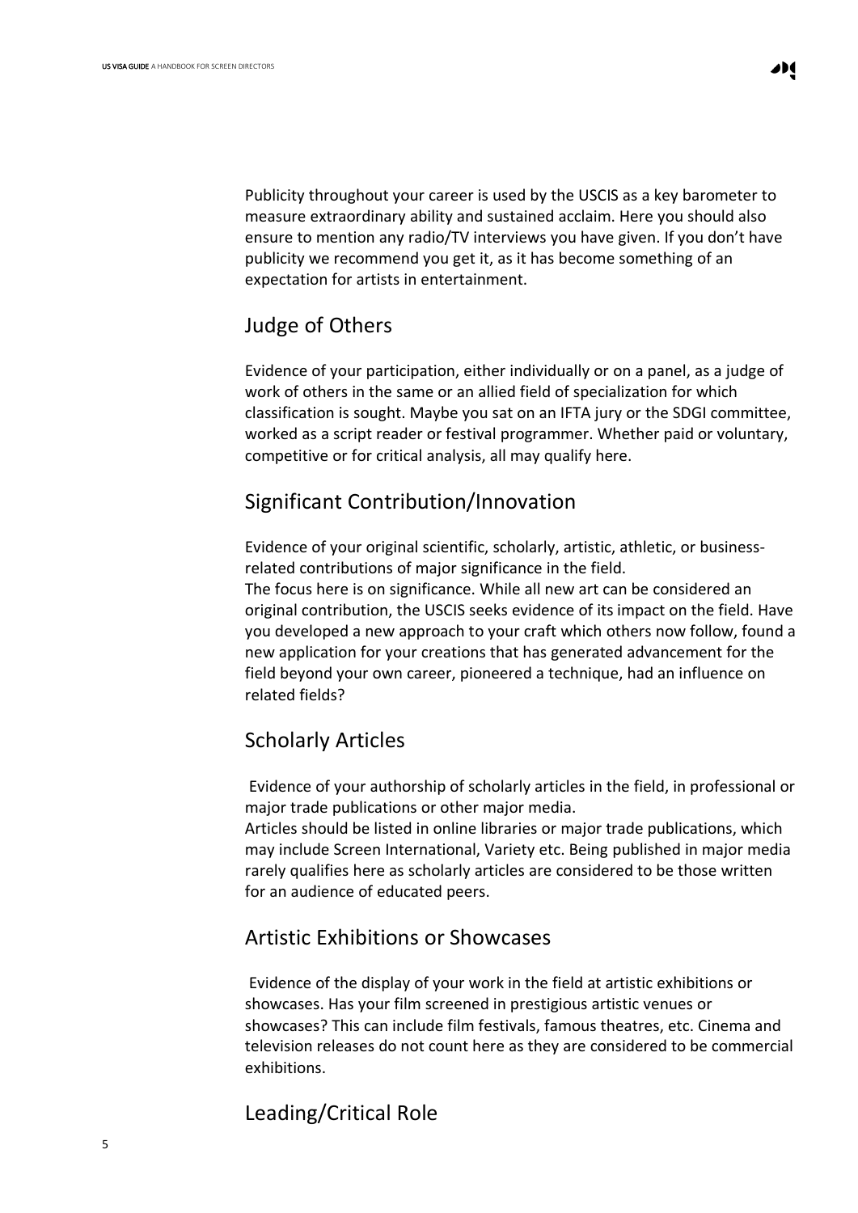Publicity throughout your career is used by the USCIS as a key barometer to measure extraordinary ability and sustained acclaim. Here you should also ensure to mention any radio/TV interviews you have given. If you don't have publicity we recommend you get it, as it has become something of an expectation for artists in entertainment.

## Judge of Others

Evidence of your participation, either individually or on a panel, as a judge of work of others in the same or an allied field of specialization for which classification is sought. Maybe you sat on an IFTA jury or the SDGI committee, worked as a script reader or festival programmer. Whether paid or voluntary, competitive or for critical analysis, all may qualify here.

## Significant Contribution/Innovation

Evidence of your original scientific, scholarly, artistic, athletic, or business-related contributions of major significance in the field.
The focus here is on significance. While all new art can be considered an original contribution, the USCIS seeks evidence of its impact on the field. Have you developed a new approach to your craft which others now follow, found a new application for your creations that has generated advancement for the field beyond your own career, pioneered a technique, had an influence on related fields?

## Scholarly Articles

Evidence of your authorship of scholarly articles in the field, in professional or major trade publications or other major media.
Articles should be listed in online libraries or major trade publications, which may include Screen International, Variety etc. Being published in major media rarely qualifies here as scholarly articles are considered to be those written for an audience of educated peers.

## Artistic Exhibitions or Showcases

Evidence of the display of your work in the field at artistic exhibitions or showcases. Has your film screened in prestigious artistic venues or showcases? This can include film festivals, famous theatres, etc. Cinema and television releases do not count here as they are considered to be commercial exhibitions.

## Leading/Critical Role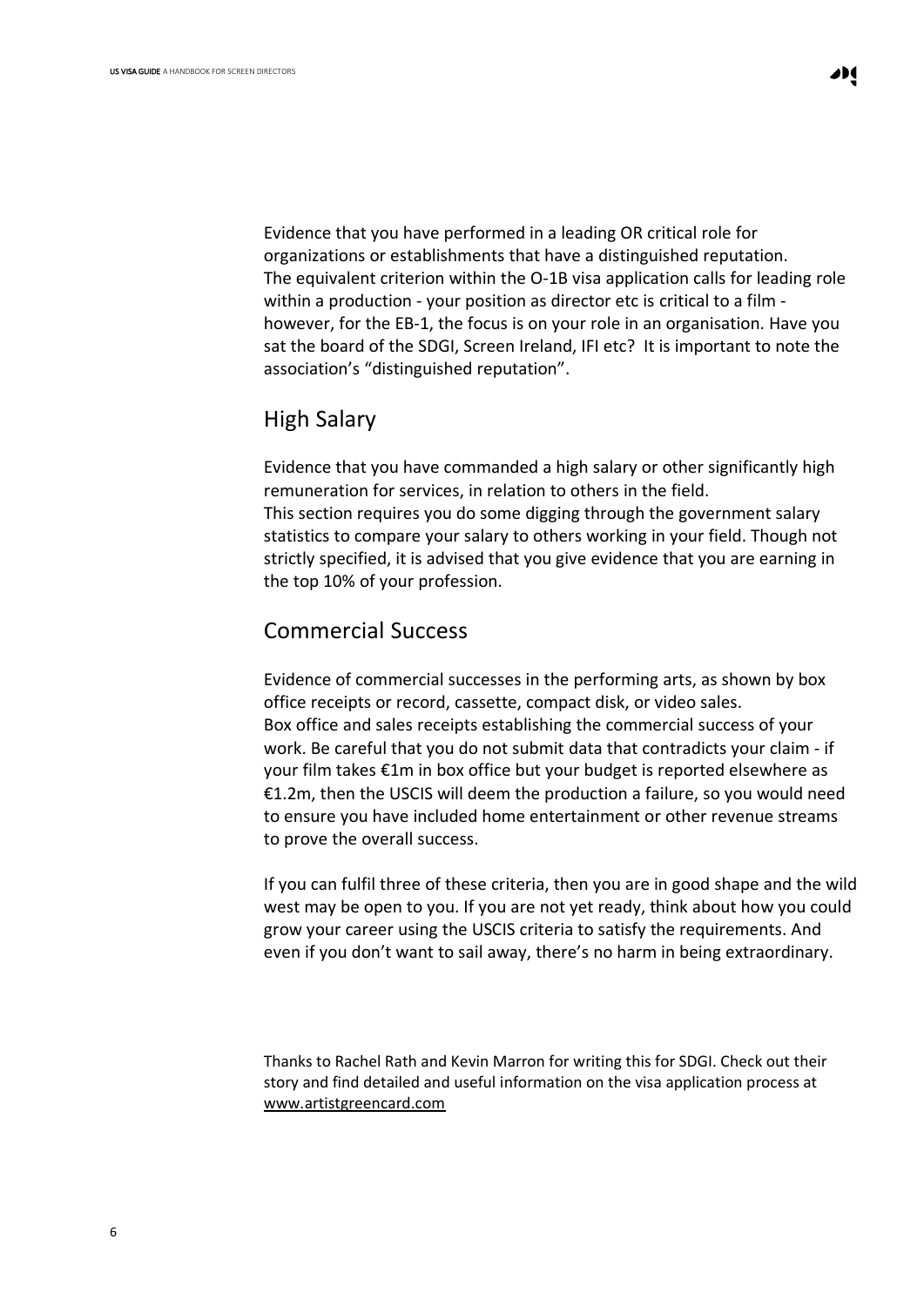Evidence that you have performed in a leading OR critical role for organizations or establishments that have a distinguished reputation.
The equivalent criterion within the O-1B visa application calls for leading role within a production - your position as director etc is critical to a film - however, for the EB-1, the focus is on your role in an organisation. Have you sat the board of the SDGI, Screen Ireland, IFI etc? It is important to note the association's "distinguished reputation".

## High Salary

Evidence that you have commanded a high salary or other significantly high remuneration for services, in relation to others in the field.
This section requires you do some digging through the government salary statistics to compare your salary to others working in your field. Though not strictly specified, it is advised that you give evidence that you are earning in the top 10% of your profession.

## Commercial Success

Evidence of commercial successes in the performing arts, as shown by box office receipts or record, cassette, compact disk, or video sales.
Box office and sales receipts establishing the commercial success of your work. Be careful that you do not submit data that contradicts your claim - if your film takes €1m in box office but your budget is reported elsewhere as €1.2m, then the USCIS will deem the production a failure, so you would need to ensure you have included home entertainment or other revenue streams to prove the overall success.

If you can fulfil three of these criteria, then you are in good shape and the wild west may be open to you. If you are not yet ready, think about how you could grow your career using the USCIS criteria to satisfy the requirements. And even if you don't want to sail away, there's no harm in being extraordinary.

Thanks to Rachel Rath and Kevin Marron for writing this for SDGI. Check out their story and find detailed and useful information on the visa application process at www.artistgreencard.com